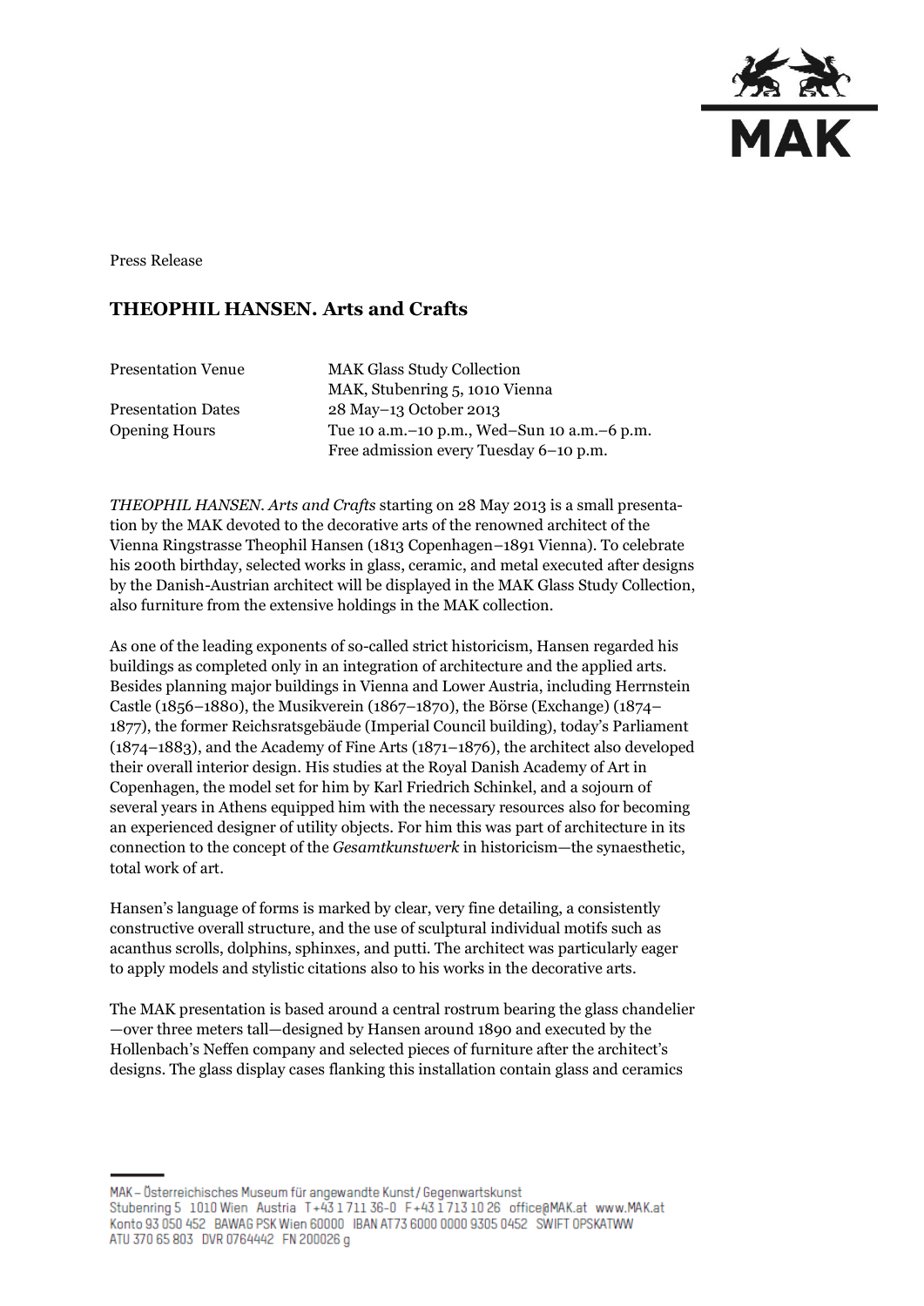Press Release

## THEOPHIL HANSEN. Arts and Crafts

| | |
|---|---|
| Presentation Venue | MAK Glass Study Collection<br>MAK, Stubenring 5, 1010 Vienna |
| Presentation Dates | 28 May–13 October 2013 |
| Opening Hours | Tue 10 a.m.–10 p.m., Wed–Sun 10 a.m.–6 p.m.<br>Free admission every Tuesday 6–10 p.m. |

*THEOPHIL HANSEN. Arts and Crafts* starting on 28 May 2013 is a small presentation by the MAK devoted to the decorative arts of the renowned architect of the Vienna Ringstrasse Theophil Hansen (1813 Copenhagen–1891 Vienna). To celebrate his 200th birthday, selected works in glass, ceramic, and metal executed after designs by the Danish-Austrian architect will be displayed in the MAK Glass Study Collection, also furniture from the extensive holdings in the MAK collection.

As one of the leading exponents of so-called strict historicism, Hansen regarded his buildings as completed only in an integration of architecture and the applied arts. Besides planning major buildings in Vienna and Lower Austria, including Herrnstein Castle (1856–1880), the Musikverein (1867–1870), the Börse (Exchange) (1874–1877), the former Reichsratsgebäude (Imperial Council building), today's Parliament (1874–1883), and the Academy of Fine Arts (1871–1876), the architect also developed their overall interior design. His studies at the Royal Danish Academy of Art in Copenhagen, the model set for him by Karl Friedrich Schinkel, and a sojourn of several years in Athens equipped him with the necessary resources also for becoming an experienced designer of utility objects. For him this was part of architecture in its connection to the concept of the *Gesamtkunstwerk* in historicism—the synaesthetic, total work of art.

Hansen's language of forms is marked by clear, very fine detailing, a consistently constructive overall structure, and the use of sculptural individual motifs such as acanthus scrolls, dolphins, sphinxes, and putti. The architect was particularly eager to apply models and stylistic citations also to his works in the decorative arts.

The MAK presentation is based around a central rostrum bearing the glass chandelier—over three meters tall—designed by Hansen around 1890 and executed by the Hollenbach's Neffen company and selected pieces of furniture after the architect's designs. The glass display cases flanking this installation contain glass and ceramics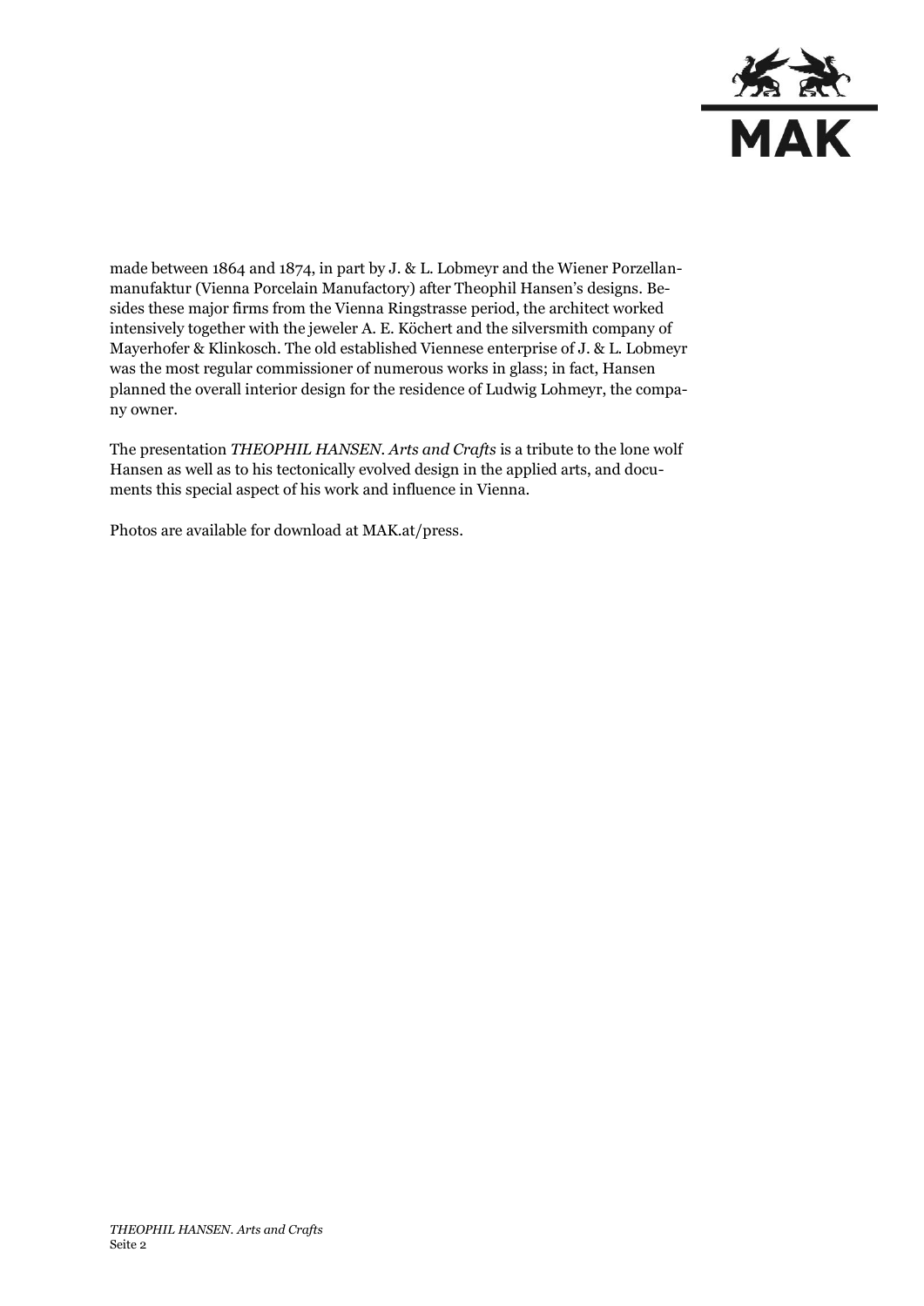made between 1864 and 1874, in part by J. & L. Lobmeyr and the Wiener Porzellanmanufaktur (Vienna Porcelain Manufactory) after Theophil Hansen's designs. Besides these major firms from the Vienna Ringstrasse period, the architect worked intensively together with the jeweler A. E. Köchert and the silversmith company of Mayerhofer & Klinkosch. The old established Viennese enterprise of J. & L. Lobmeyr was the most regular commissioner of numerous works in glass; in fact, Hansen planned the overall interior design for the residence of Ludwig Lohmeyr, the company owner.

The presentation *THEOPHIL HANSEN. Arts and Crafts* is a tribute to the lone wolf Hansen as well as to his tectonically evolved design in the applied arts, and documents this special aspect of his work and influence in Vienna.

Photos are available for download at MAK.at/press.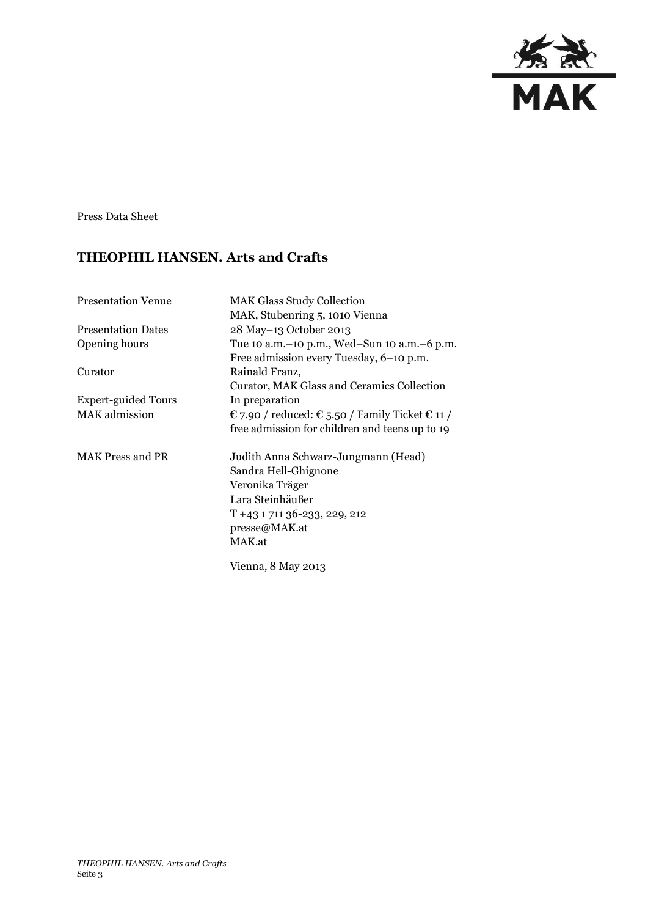Press Data Sheet

## THEOPHIL HANSEN. Arts and Crafts

| | |
|---|---|
| Presentation Venue | MAK Glass Study Collection<br>MAK, Stubenring 5, 1010 Vienna |
| Presentation Dates | 28 May–13 October 2013 |
| Opening hours | Tue 10 a.m.–10 p.m., Wed–Sun 10 a.m.–6 p.m.<br>Free admission every Tuesday, 6–10 p.m. |
| Curator | Rainald Franz,<br>Curator, MAK Glass and Ceramics Collection |
| Expert-guided Tours | In preparation |
| MAK admission | € 7.90 / reduced: € 5.50 / Family Ticket € 11 /<br>free admission for children and teens up to 19 |
| MAK Press and PR | Judith Anna Schwarz-Jungmann (Head)<br>Sandra Hell-Ghignone<br>Veronika Träger<br>Lara Steinhäußer<br>T +43 1 711 36-233, 229, 212<br>presse@MAK.at<br>MAK.at |

Vienna, 8 May 2013